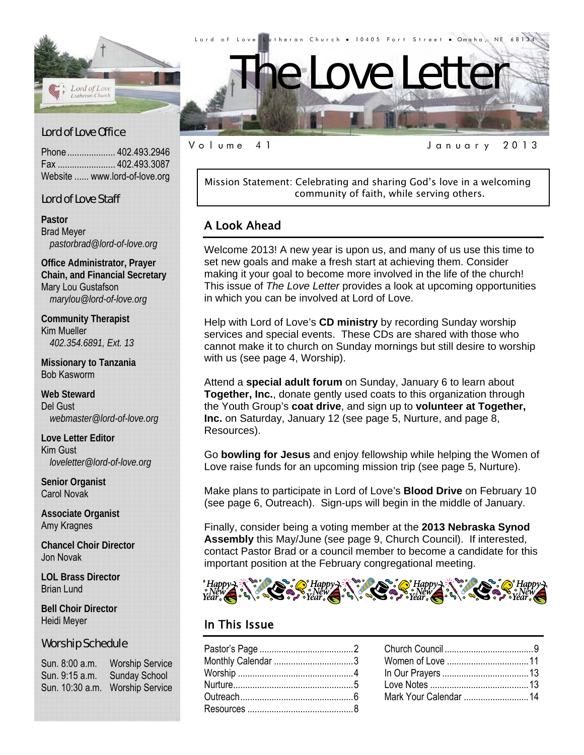Lord of Love Lutheran Church • 10405 Fort Street • Omaha, NE 68134

# The Love Letter

Volume 41 January 2013

Mission Statement: Celebrating and sharing God's love in a welcoming community of faith, while serving others.

## A Look Ahead

Welcome 2013! A new year is upon us, and many of us use this time to set new goals and make a fresh start at achieving them. Consider making it your goal to become more involved in the life of the church! This issue of *The Love Letter* provides a look at upcoming opportunities in which you can be involved at Lord of Love.

Help with Lord of Love's **CD ministry** by recording Sunday worship services and special events. These CDs are shared with those who cannot make it to church on Sunday mornings but still desire to worship with us (see page 4, Worship).

Attend a **special adult forum** on Sunday, January 6 to learn about **Together, Inc.**, donate gently used coats to this organization through the Youth Group's **coat drive**, and sign up to **volunteer at Together, Inc.** on Saturday, January 12 (see page 5, Nurture, and page 8, Resources).

Go **bowling for Jesus** and enjoy fellowship while helping the Women of Love raise funds for an upcoming mission trip (see page 5, Nurture).

Make plans to participate in Lord of Love's **Blood Drive** on February 10 (see page 6, Outreach). Sign-ups will begin in the middle of January.

Finally, consider being a voting member at the **2013 Nebraska Synod Assembly** this May/June (see page 9, Church Council). If interested, contact Pastor Brad or a council member to become a candidate for this important position at the February congregational meeting.

## In This Issue

| | |
|---|---|
| Pastor's Page | 2 |
| Monthly Calendar | 3 |
| Worship | 4 |
| Nurture | 5 |
| Outreach | 6 |
| Resources | 8 |
| Church Council | 9 |
| Women of Love | 11 |
| In Our Prayers | 13 |
| Love Notes | 13 |
| Mark Your Calendar | 14 |

## Lord of Love Office

Phone .................... 402.493.2946
Fax ........................ 402.493.3087
Website ...... www.lord-of-love.org

## Lord of Love Staff

**Pastor**
Brad Meyer
*pastorbrad@lord-of-love.org*

**Office Administrator, Prayer Chain, and Financial Secretary**
Mary Lou Gustafson
*marylou@lord-of-love.org*

**Community Therapist**
Kim Mueller
*402.354.6891, Ext. 13*

**Missionary to Tanzania**
Bob Kasworm

**Web Steward**
Del Gust
*webmaster@lord-of-love.org*

**Love Letter Editor**
Kim Gust
*loveletter@lord-of-love.org*

**Senior Organist**
Carol Novak

**Associate Organist**
Amy Kragnes

**Chancel Choir Director**
Jon Novak

**LOL Brass Director**
Brian Lund

**Bell Choir Director**
Heidi Meyer

## Worship Schedule

| | |
|---|---|
| Sun. 8:00 a.m. | Worship Service |
| Sun. 9:15 a.m. | Sunday School |
| Sun. 10:30 a.m. | Worship Service |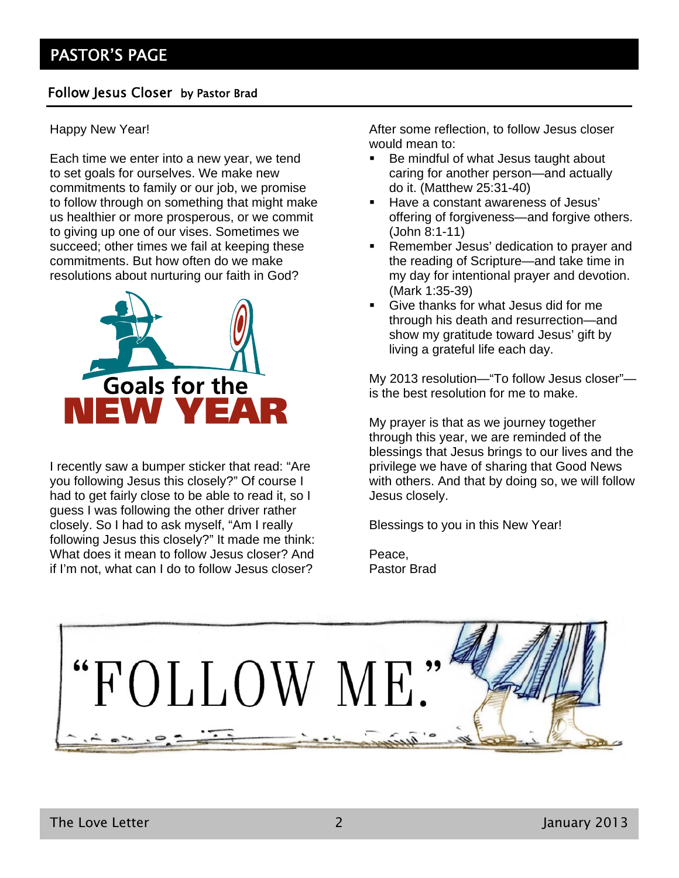# PASTOR'S PAGE

## Follow Jesus Closer by Pastor Brad

Happy New Year!

Each time we enter into a new year, we tend to set goals for ourselves. We make new commitments to family or our job, we promise to follow through on something that might make us healthier or more prosperous, or we commit to giving up one of our vises. Sometimes we succeed; other times we fail at keeping these commitments. But how often do we make resolutions about nurturing our faith in God?

I recently saw a bumper sticker that read: "Are you following Jesus this closely?" Of course I had to get fairly close to be able to read it, so I guess I was following the other driver rather closely. So I had to ask myself, "Am I really following Jesus this closely?" It made me think: What does it mean to follow Jesus closer? And if I'm not, what can I do to follow Jesus closer?

After some reflection, to follow Jesus closer would mean to:

- Be mindful of what Jesus taught about caring for another person—and actually do it. (Matthew 25:31-40)
- Have a constant awareness of Jesus' offering of forgiveness—and forgive others. (John 8:1-11)
- Remember Jesus' dedication to prayer and the reading of Scripture—and take time in my day for intentional prayer and devotion. (Mark 1:35-39)
- Give thanks for what Jesus did for me through his death and resurrection—and show my gratitude toward Jesus' gift by living a grateful life each day.

My 2013 resolution—"To follow Jesus closer"—is the best resolution for me to make.

My prayer is that as we journey together through this year, we are reminded of the blessings that Jesus brings to our lives and the privilege we have of sharing that Good News with others. And that by doing so, we will follow Jesus closely.

Blessings to you in this New Year!

Peace,
Pastor Brad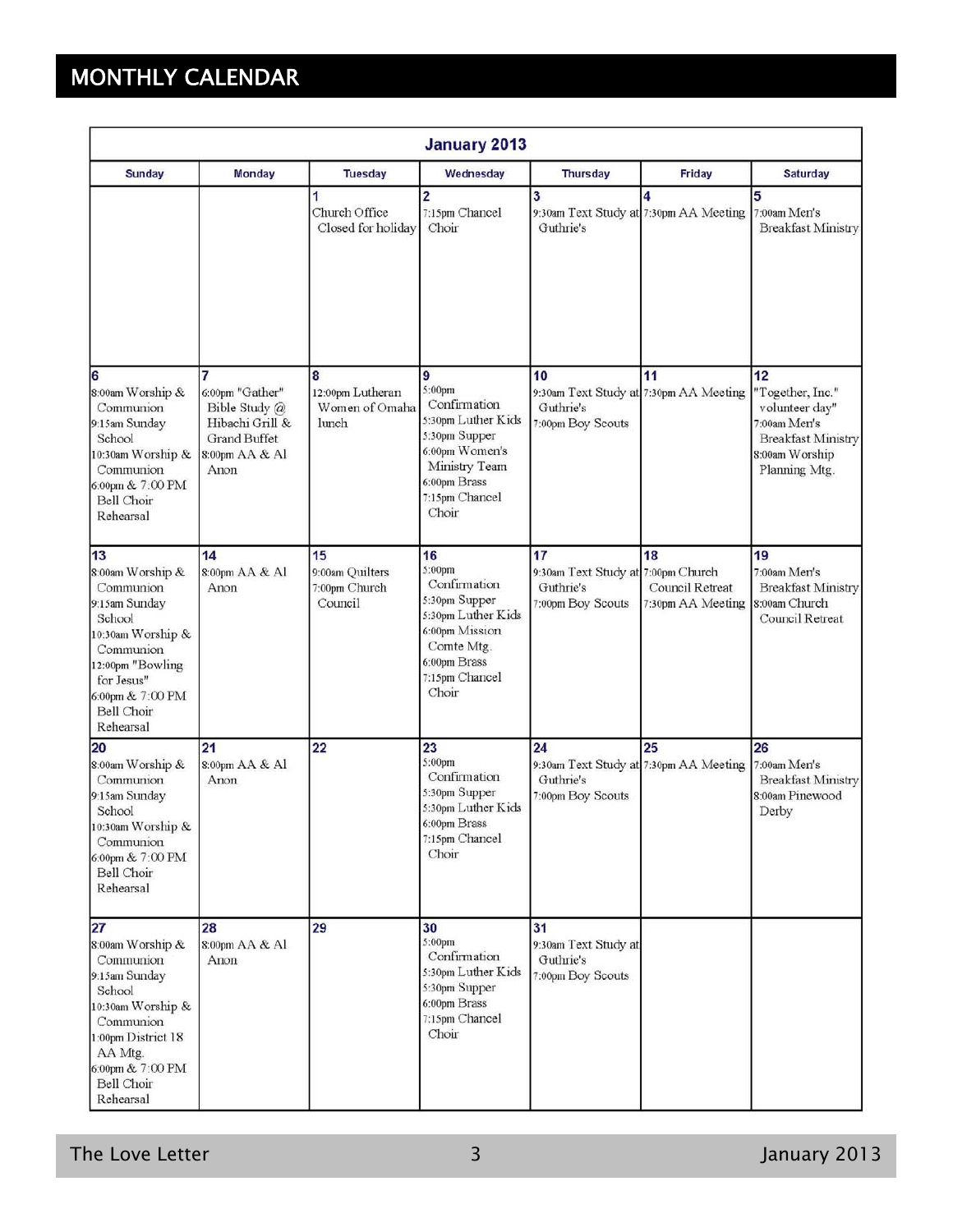## MONTHLY CALENDAR

| January 2013 | | | | | | |
|---|---|---|---|---|---|---|
| Sunday | Monday | Tuesday | Wednesday | Thursday | Friday | Saturday |
| | | 1 Church Office Closed for holiday | 2 7:15pm Chancel Choir | 3 9:30am Text Study at Guthrie's | 4 7:30pm AA Meeting | 5 7:00am Men's Breakfast Ministry |
| 6 8:00am Worship & Communion 9:15am Sunday School 10:30am Worship & Communion 6:00pm & 7:00 PM Bell Choir Rehearsal | 7 6:00pm "Gather" Bible Study @ Hibachi Grill & Grand Buffet 8:00pm AA & Al Anon | 8 12:00pm Lutheran Women of Omaha lunch | 9 5:00pm Confirmation 5:30pm Luther Kids 5:30pm Supper 6:00pm Women's Ministry Team 6:00pm Brass 7:15pm Chancel Choir | 10 9:30am Text Study at Guthrie's 7:00pm Boy Scouts | 11 7:30pm AA Meeting | 12 "Together, Inc." volunteer day" 7:00am Men's Breakfast Ministry 8:00am Worship Planning Mtg. |
| 13 8:00am Worship & Communion 9:15am Sunday School 10:30am Worship & Communion 12:00pm "Bowling for Jesus" 6:00pm & 7:00 PM Bell Choir Rehearsal | 14 8:00pm AA & Al Anon | 15 9:00am Quilters 7:00pm Church Council | 16 5:00pm Confirmation 5:30pm Supper 5:30pm Luther Kids 6:00pm Mission Comte Mtg. 6:00pm Brass 7:15pm Chancel Choir | 17 9:30am Text Study at Guthrie's 7:00pm Boy Scouts | 18 7:00pm Church Council Retreat 7:30pm AA Meeting | 19 7:00am Men's Breakfast Ministry 8:00am Church Council Retreat |
| 20 8:00am Worship & Communion 9:15am Sunday School 10:30am Worship & Communion 6:00pm & 7:00 PM Bell Choir Rehearsal | 21 8:00pm AA & Al Anon | 22 | 23 5:00pm Confirmation 5:30pm Supper 5:30pm Luther Kids 6:00pm Brass 7:15pm Chancel Choir | 24 9:30am Text Study at Guthrie's 7:00pm Boy Scouts | 25 7:30pm AA Meeting | 26 7:00am Men's Breakfast Ministry 8:00am Pinewood Derby |
| 27 8:00am Worship & Communion 9:15am Sunday School 10:30am Worship & Communion 1:00pm District 18 AA Mtg. 6:00pm & 7:00 PM Bell Choir Rehearsal | 28 8:00pm AA & Al Anon | 29 | 30 5:00pm Confirmation 5:30pm Luther Kids 5:30pm Supper 6:00pm Brass 7:15pm Chancel Choir | 31 9:30am Text Study at Guthrie's 7:00pm Boy Scouts | | |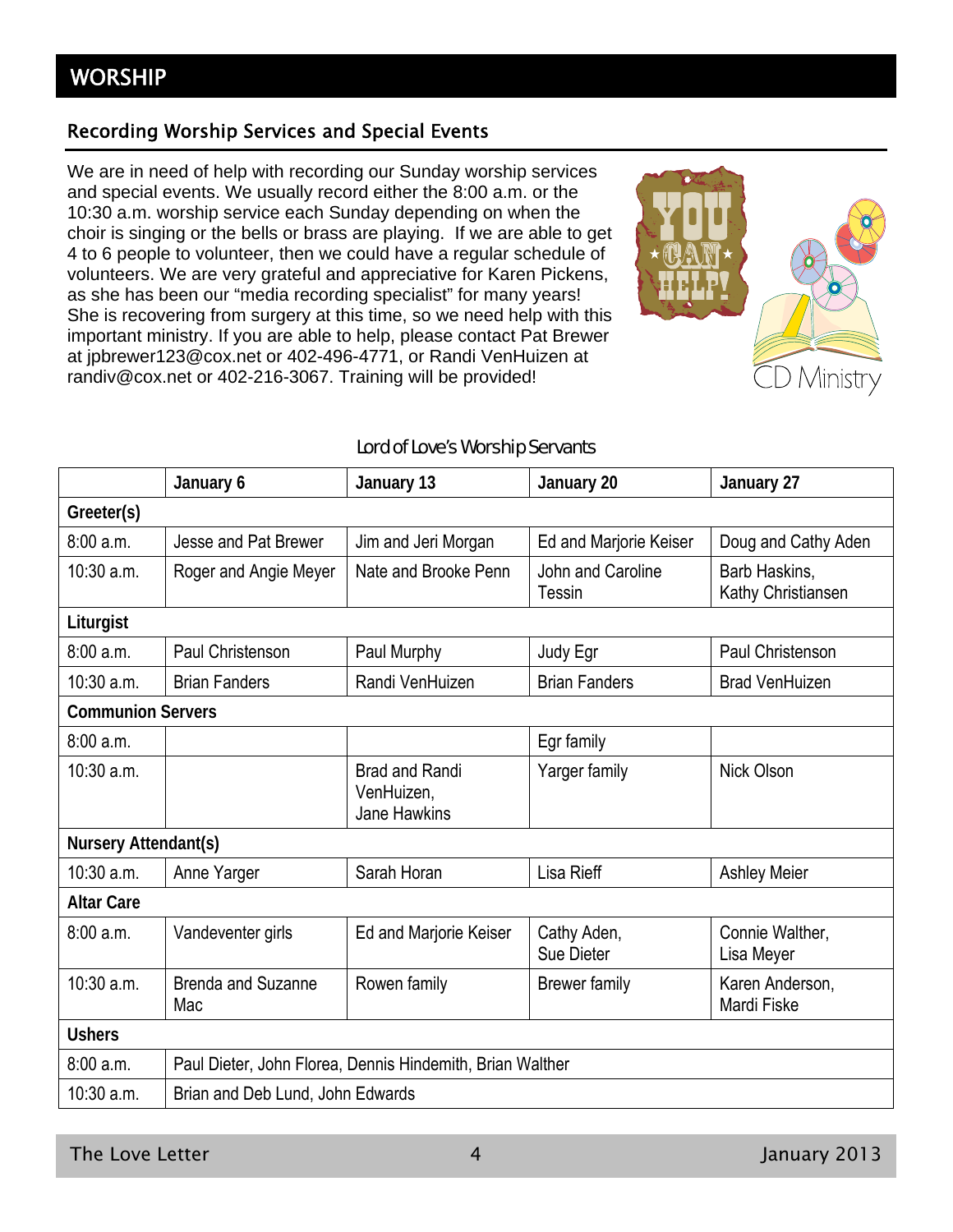# WORSHIP

## Recording Worship Services and Special Events

We are in need of help with recording our Sunday worship services and special events. We usually record either the 8:00 a.m. or the 10:30 a.m. worship service each Sunday depending on when the choir is singing or the bells or brass are playing. If we are able to get 4 to 6 people to volunteer, then we could have a regular schedule of volunteers. We are very grateful and appreciative for Karen Pickens, as she has been our "media recording specialist" for many years! She is recovering from surgery at this time, so we need help with this important ministry. If you are able to help, please contact Pat Brewer at jpbrewer123@cox.net or 402-496-4771, or Randi VenHuizen at randiv@cox.net or 402-216-3067. Training will be provided!

### Lord of Love's Worship Servants

| | January 6 | January 13 | January 20 | January 27 |
|---|---|---|---|---|
| **Greeter(s)** | | | | |
| 8:00 a.m. | Jesse and Pat Brewer | Jim and Jeri Morgan | Ed and Marjorie Keiser | Doug and Cathy Aden |
| 10:30 a.m. | Roger and Angie Meyer | Nate and Brooke Penn | John and Caroline Tessin | Barb Haskins, Kathy Christiansen |
| **Liturgist** | | | | |
| 8:00 a.m. | Paul Christenson | Paul Murphy | Judy Egr | Paul Christenson |
| 10:30 a.m. | Brian Fanders | Randi VenHuizen | Brian Fanders | Brad VenHuizen |
| **Communion Servers** | | | | |
| 8:00 a.m. | | | Egr family | |
| 10:30 a.m. | | Brad and Randi VenHuizen, Jane Hawkins | Yarger family | Nick Olson |
| **Nursery Attendant(s)** | | | | |
| 10:30 a.m. | Anne Yarger | Sarah Horan | Lisa Rieff | Ashley Meier |
| **Altar Care** | | | | |
| 8:00 a.m. | Vandeventer girls | Ed and Marjorie Keiser | Cathy Aden, Sue Dieter | Connie Walther, Lisa Meyer |
| 10:30 a.m. | Brenda and Suzanne Mac | Rowen family | Brewer family | Karen Anderson, Mardi Fiske |
| **Ushers** | | | | |
| 8:00 a.m. | Paul Dieter, John Florea, Dennis Hindemith, Brian Walther | | | |
| 10:30 a.m. | Brian and Deb Lund, John Edwards | | | |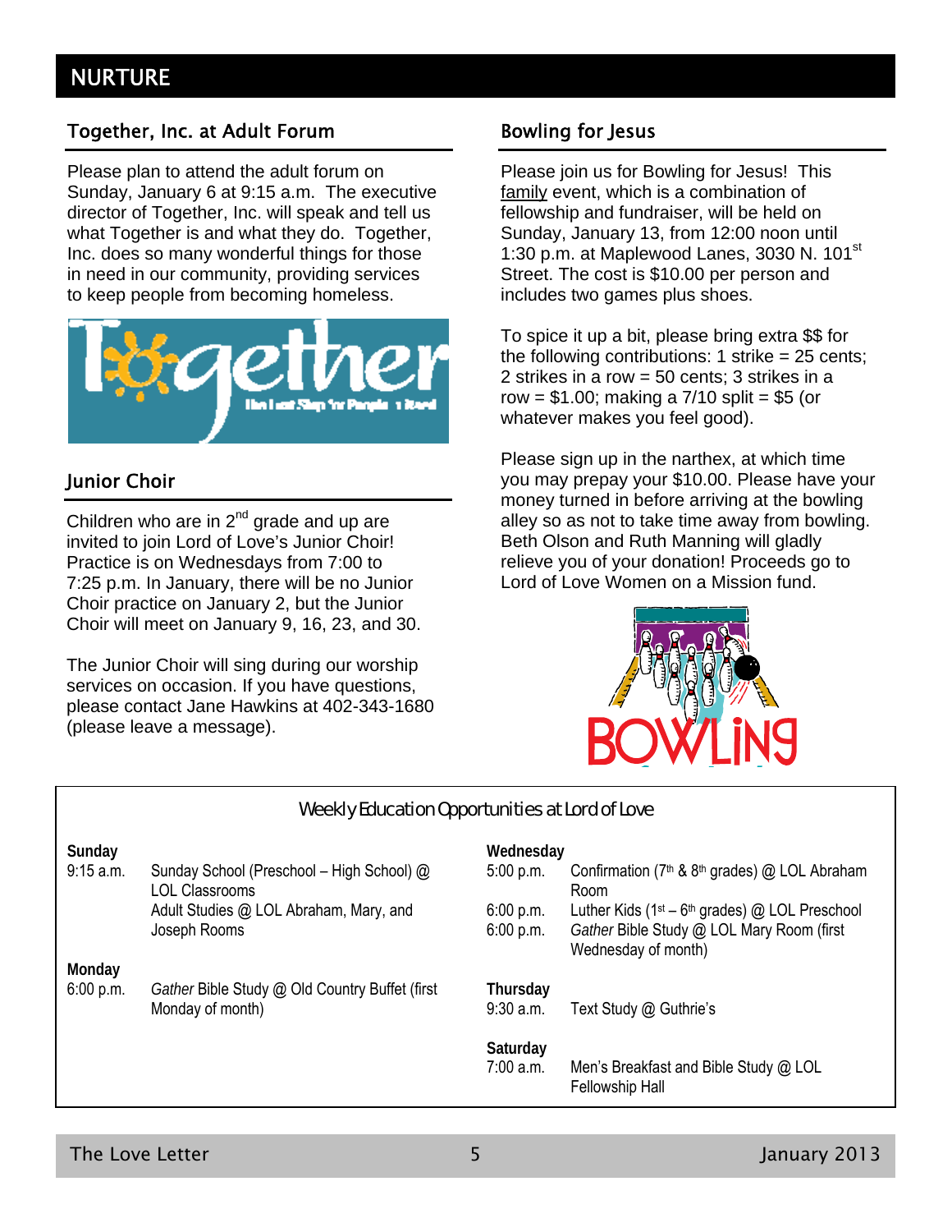# NURTURE

## Together, Inc. at Adult Forum

Please plan to attend the adult forum on Sunday, January 6 at 9:15 a.m. The executive director of Together, Inc. will speak and tell us what Together is and what they do. Together, Inc. does so many wonderful things for those in need in our community, providing services to keep people from becoming homeless.

## Junior Choir

Children who are in 2nd grade and up are invited to join Lord of Love's Junior Choir! Practice is on Wednesdays from 7:00 to 7:25 p.m. In January, there will be no Junior Choir practice on January 2, but the Junior Choir will meet on January 9, 16, 23, and 30.

The Junior Choir will sing during our worship services on occasion. If you have questions, please contact Jane Hawkins at 402-343-1680 (please leave a message).

## Bowling for Jesus

Please join us for Bowling for Jesus! This family event, which is a combination of fellowship and fundraiser, will be held on Sunday, January 13, from 12:00 noon until 1:30 p.m. at Maplewood Lanes, 3030 N. 101st Street. The cost is $10.00 per person and includes two games plus shoes.

To spice it up a bit, please bring extra $$ for the following contributions: 1 strike = 25 cents; 2 strikes in a row = 50 cents; 3 strikes in a row = $1.00; making a 7/10 split = $5 (or whatever makes you feel good).

Please sign up in the narthex, at which time you may prepay your $10.00. Please have your money turned in before arriving at the bowling alley so as not to take time away from bowling. Beth Olson and Ruth Manning will gladly relieve you of your donation! Proceeds go to Lord of Love Women on a Mission fund.

## Weekly Education Opportunities at Lord of Love

**Sunday**

| | |
|---|---|
| 9:15 a.m. | Sunday School (Preschool – High School) @ LOL Classrooms |
| | Adult Studies @ LOL Abraham, Mary, and Joseph Rooms |

**Monday**

| | |
|---|---|
| 6:00 p.m. | *Gather* Bible Study @ Old Country Buffet (first Monday of month) |

**Wednesday**

| | |
|---|---|
| 5:00 p.m. | Confirmation (7th & 8th grades) @ LOL Abraham Room |
| 6:00 p.m. | Luther Kids (1st – 6th grades) @ LOL Preschool |
| 6:00 p.m. | *Gather* Bible Study @ LOL Mary Room (first Wednesday of month) |

**Thursday**

| | |
|---|---|
| 9:30 a.m. | Text Study @ Guthrie's |

**Saturday**

| | |
|---|---|
| 7:00 a.m. | Men's Breakfast and Bible Study @ LOL Fellowship Hall |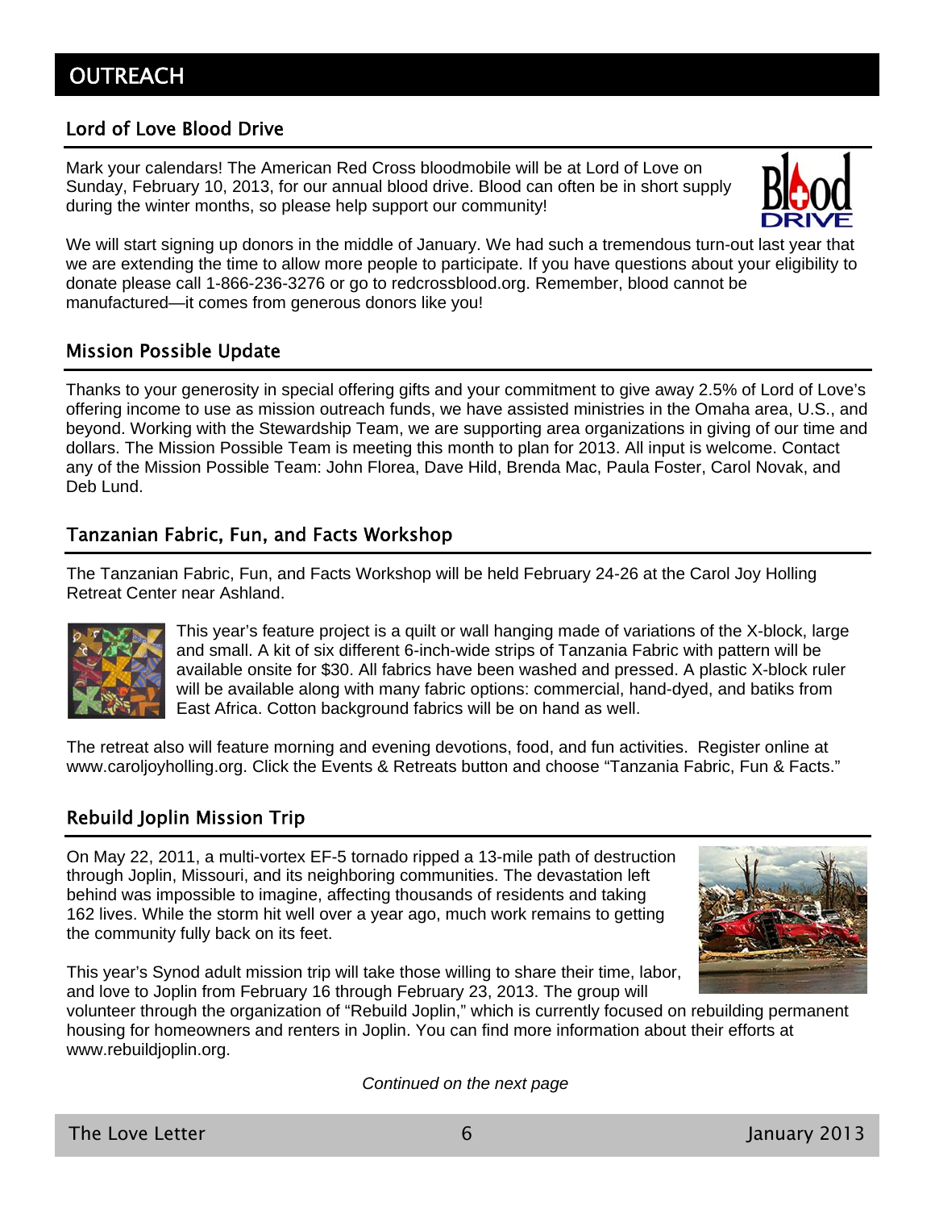# OUTREACH

## Lord of Love Blood Drive

Mark your calendars! The American Red Cross bloodmobile will be at Lord of Love on Sunday, February 10, 2013, for our annual blood drive. Blood can often be in short supply during the winter months, so please help support our community!

We will start signing up donors in the middle of January. We had such a tremendous turn-out last year that we are extending the time to allow more people to participate. If you have questions about your eligibility to donate please call 1-866-236-3276 or go to redcrossblood.org. Remember, blood cannot be manufactured—it comes from generous donors like you!

## Mission Possible Update

Thanks to your generosity in special offering gifts and your commitment to give away 2.5% of Lord of Love's offering income to use as mission outreach funds, we have assisted ministries in the Omaha area, U.S., and beyond. Working with the Stewardship Team, we are supporting area organizations in giving of our time and dollars. The Mission Possible Team is meeting this month to plan for 2013. All input is welcome. Contact any of the Mission Possible Team: John Florea, Dave Hild, Brenda Mac, Paula Foster, Carol Novak, and Deb Lund.

## Tanzanian Fabric, Fun, and Facts Workshop

The Tanzanian Fabric, Fun, and Facts Workshop will be held February 24-26 at the Carol Joy Holling Retreat Center near Ashland.

This year's feature project is a quilt or wall hanging made of variations of the X-block, large and small. A kit of six different 6-inch-wide strips of Tanzania Fabric with pattern will be available onsite for $30. All fabrics have been washed and pressed. A plastic X-block ruler will be available along with many fabric options: commercial, hand-dyed, and batiks from East Africa. Cotton background fabrics will be on hand as well.

The retreat also will feature morning and evening devotions, food, and fun activities. Register online at www.caroljoyholling.org. Click the Events & Retreats button and choose "Tanzania Fabric, Fun & Facts."

## Rebuild Joplin Mission Trip

On May 22, 2011, a multi-vortex EF-5 tornado ripped a 13-mile path of destruction through Joplin, Missouri, and its neighboring communities. The devastation left behind was impossible to imagine, affecting thousands of residents and taking 162 lives. While the storm hit well over a year ago, much work remains to getting the community fully back on its feet.

This year's Synod adult mission trip will take those willing to share their time, labor, and love to Joplin from February 16 through February 23, 2013. The group will volunteer through the organization of "Rebuild Joplin," which is currently focused on rebuilding permanent housing for homeowners and renters in Joplin. You can find more information about their efforts at www.rebuildjoplin.org.

*Continued on the next page*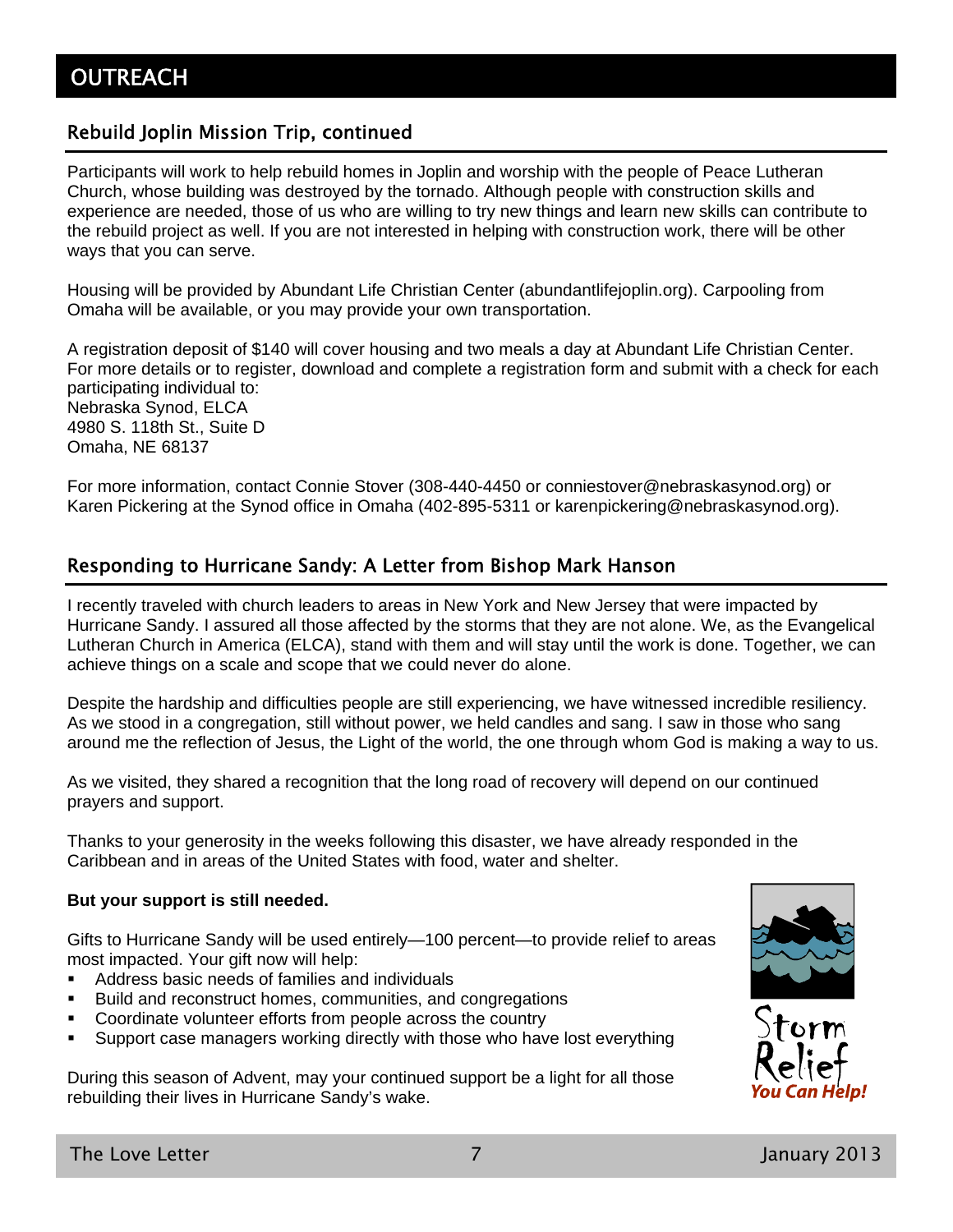# OUTREACH

## Rebuild Joplin Mission Trip, continued

Participants will work to help rebuild homes in Joplin and worship with the people of Peace Lutheran Church, whose building was destroyed by the tornado. Although people with construction skills and experience are needed, those of us who are willing to try new things and learn new skills can contribute to the rebuild project as well. If you are not interested in helping with construction work, there will be other ways that you can serve.

Housing will be provided by Abundant Life Christian Center (abundantlifejoplin.org). Carpooling from Omaha will be available, or you may provide your own transportation.

A registration deposit of $140 will cover housing and two meals a day at Abundant Life Christian Center. For more details or to register, download and complete a registration form and submit with a check for each participating individual to:
Nebraska Synod, ELCA
4980 S. 118th St., Suite D
Omaha, NE 68137

For more information, contact Connie Stover (308-440-4450 or conniestover@nebraskasynod.org) or Karen Pickering at the Synod office in Omaha (402-895-5311 or karenpickering@nebraskasynod.org).

## Responding to Hurricane Sandy: A Letter from Bishop Mark Hanson

I recently traveled with church leaders to areas in New York and New Jersey that were impacted by Hurricane Sandy. I assured all those affected by the storms that they are not alone. We, as the Evangelical Lutheran Church in America (ELCA), stand with them and will stay until the work is done. Together, we can achieve things on a scale and scope that we could never do alone.

Despite the hardship and difficulties people are still experiencing, we have witnessed incredible resiliency. As we stood in a congregation, still without power, we held candles and sang. I saw in those who sang around me the reflection of Jesus, the Light of the world, the one through whom God is making a way to us.

As we visited, they shared a recognition that the long road of recovery will depend on our continued prayers and support.

Thanks to your generosity in the weeks following this disaster, we have already responded in the Caribbean and in areas of the United States with food, water and shelter.

**But your support is still needed.**

Gifts to Hurricane Sandy will be used entirely—100 percent—to provide relief to areas most impacted. Your gift now will help:

- Address basic needs of families and individuals
- Build and reconstruct homes, communities, and congregations
- Coordinate volunteer efforts from people across the country
- Support case managers working directly with those who have lost everything

During this season of Advent, may your continued support be a light for all those rebuilding their lives in Hurricane Sandy's wake.

Storm Relief
*You Can Help!*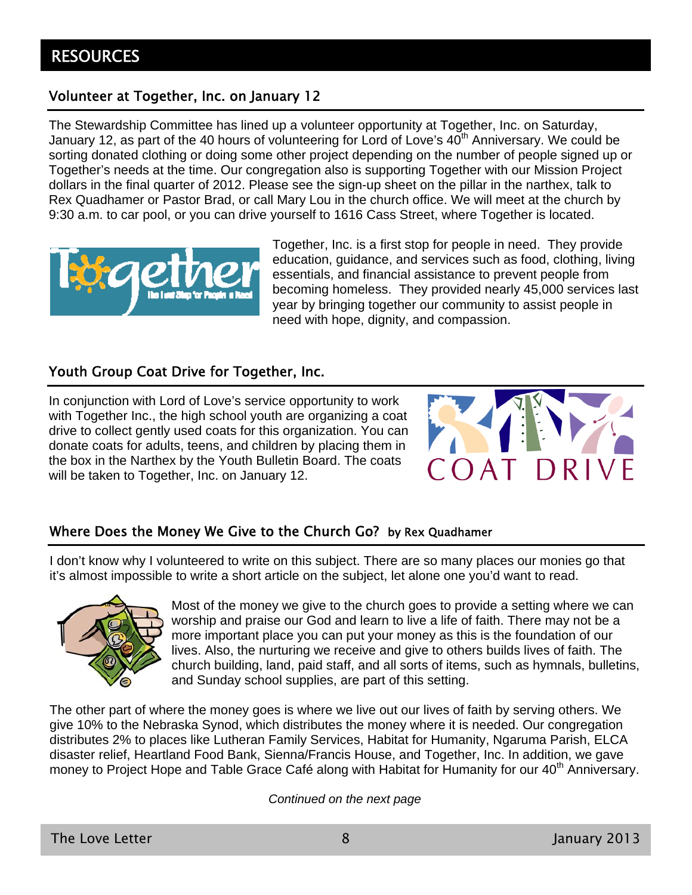# RESOURCES

## Volunteer at Together, Inc. on January 12

The Stewardship Committee has lined up a volunteer opportunity at Together, Inc. on Saturday, January 12, as part of the 40 hours of volunteering for Lord of Love's 40th Anniversary. We could be sorting donated clothing or doing some other project depending on the number of people signed up or Together's needs at the time. Our congregation also is supporting Together with our Mission Project dollars in the final quarter of 2012. Please see the sign-up sheet on the pillar in the narthex, talk to Rex Quadhamer or Pastor Brad, or call Mary Lou in the church office. We will meet at the church by 9:30 a.m. to car pool, or you can drive yourself to 1616 Cass Street, where Together is located.

Together, Inc. is a first stop for people in need. They provide education, guidance, and services such as food, clothing, living essentials, and financial assistance to prevent people from becoming homeless. They provided nearly 45,000 services last year by bringing together our community to assist people in need with hope, dignity, and compassion.

## Youth Group Coat Drive for Together, Inc.

In conjunction with Lord of Love's service opportunity to work with Together Inc., the high school youth are organizing a coat drive to collect gently used coats for this organization. You can donate coats for adults, teens, and children by placing them in the box in the Narthex by the Youth Bulletin Board. The coats will be taken to Together, Inc. on January 12.

## Where Does the Money We Give to the Church Go? by Rex Quadhamer

I don't know why I volunteered to write on this subject. There are so many places our monies go that it's almost impossible to write a short article on the subject, let alone one you'd want to read.

Most of the money we give to the church goes to provide a setting where we can worship and praise our God and learn to live a life of faith. There may not be a more important place you can put your money as this is the foundation of our lives. Also, the nurturing we receive and give to others builds lives of faith. The church building, land, paid staff, and all sorts of items, such as hymnals, bulletins, and Sunday school supplies, are part of this setting.

The other part of where the money goes is where we live out our lives of faith by serving others. We give 10% to the Nebraska Synod, which distributes the money where it is needed. Our congregation distributes 2% to places like Lutheran Family Services, Habitat for Humanity, Ngaruma Parish, ELCA disaster relief, Heartland Food Bank, Sienna/Francis House, and Together, Inc. In addition, we gave money to Project Hope and Table Grace Café along with Habitat for Humanity for our 40th Anniversary.

*Continued on the next page*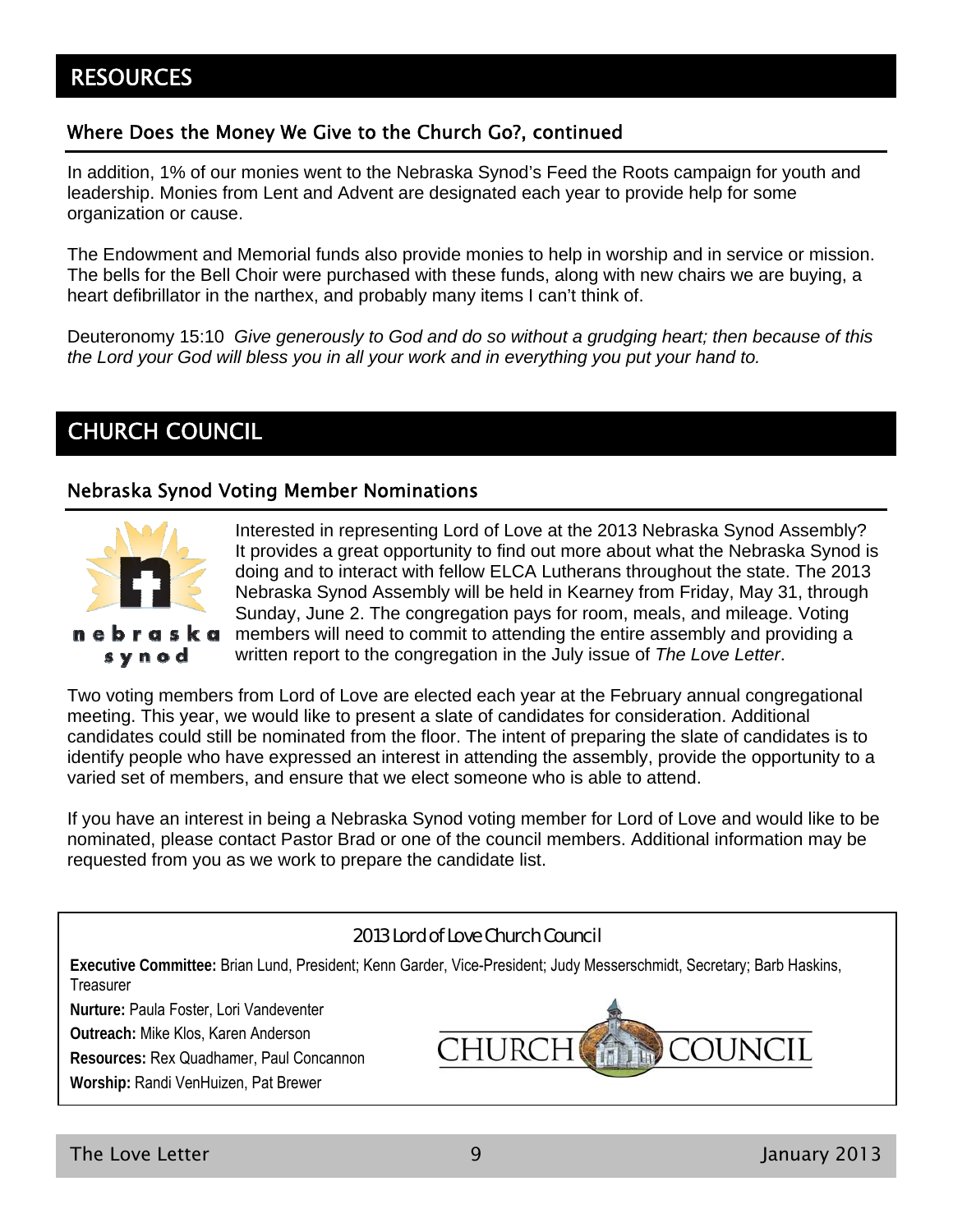# RESOURCES

## Where Does the Money We Give to the Church Go?, continued

In addition, 1% of our monies went to the Nebraska Synod's Feed the Roots campaign for youth and leadership. Monies from Lent and Advent are designated each year to provide help for some organization or cause.

The Endowment and Memorial funds also provide monies to help in worship and in service or mission. The bells for the Bell Choir were purchased with these funds, along with new chairs we are buying, a heart defibrillator in the narthex, and probably many items I can't think of.

Deuteronomy 15:10 *Give generously to God and do so without a grudging heart; then because of this the Lord your God will bless you in all your work and in everything you put your hand to.*

# CHURCH COUNCIL

## Nebraska Synod Voting Member Nominations

Interested in representing Lord of Love at the 2013 Nebraska Synod Assembly? It provides a great opportunity to find out more about what the Nebraska Synod is doing and to interact with fellow ELCA Lutherans throughout the state. The 2013 Nebraska Synod Assembly will be held in Kearney from Friday, May 31, through Sunday, June 2. The congregation pays for room, meals, and mileage. Voting members will need to commit to attending the entire assembly and providing a written report to the congregation in the July issue of *The Love Letter*.

Two voting members from Lord of Love are elected each year at the February annual congregational meeting. This year, we would like to present a slate of candidates for consideration. Additional candidates could still be nominated from the floor. The intent of preparing the slate of candidates is to identify people who have expressed an interest in attending the assembly, provide the opportunity to a varied set of members, and ensure that we elect someone who is able to attend.

If you have an interest in being a Nebraska Synod voting member for Lord of Love and would like to be nominated, please contact Pastor Brad or one of the council members. Additional information may be requested from you as we work to prepare the candidate list.

### 2013 Lord of Love Church Council

**Executive Committee:** Brian Lund, President; Kenn Garder, Vice-President; Judy Messerschmidt, Secretary; Barb Haskins, Treasurer

**Nurture:** Paula Foster, Lori Vandeventer

**Outreach:** Mike Klos, Karen Anderson

**Resources:** Rex Quadhamer, Paul Concannon

**Worship:** Randi VenHuizen, Pat Brewer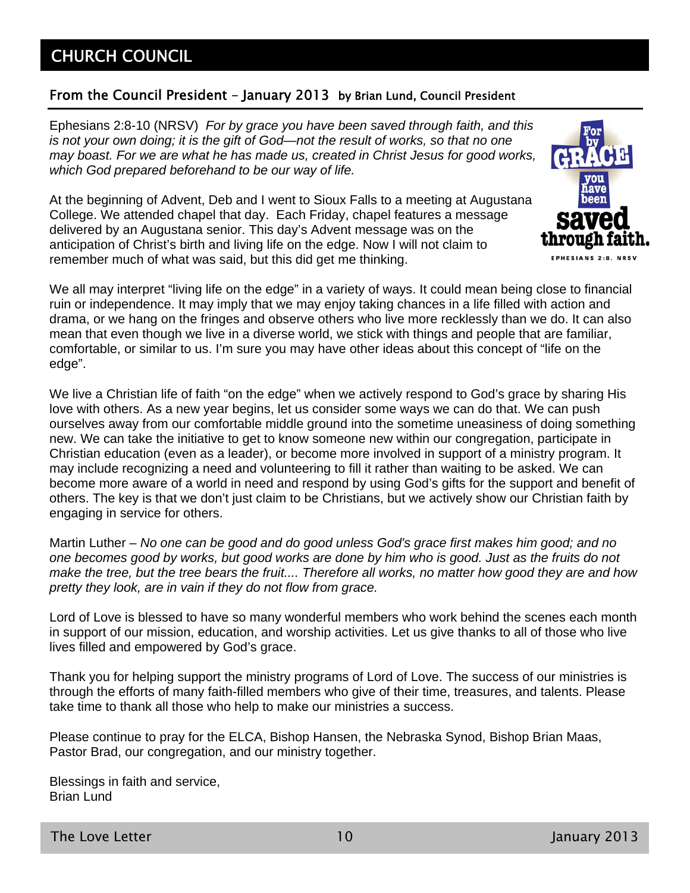# CHURCH COUNCIL

## From the Council President – January 2013 by Brian Lund, Council President

Ephesians 2:8-10 (NRSV) *For by grace you have been saved through faith, and this is not your own doing; it is the gift of God—not the result of works, so that no one may boast. For we are what he has made us, created in Christ Jesus for good works, which God prepared beforehand to be our way of life.*

At the beginning of Advent, Deb and I went to Sioux Falls to a meeting at Augustana College. We attended chapel that day. Each Friday, chapel features a message delivered by an Augustana senior. This day's Advent message was on the anticipation of Christ's birth and living life on the edge. Now I will not claim to remember much of what was said, but this did get me thinking.

We all may interpret "living life on the edge" in a variety of ways. It could mean being close to financial ruin or independence. It may imply that we may enjoy taking chances in a life filled with action and drama, or we hang on the fringes and observe others who live more recklessly than we do. It can also mean that even though we live in a diverse world, we stick with things and people that are familiar, comfortable, or similar to us. I'm sure you may have other ideas about this concept of "life on the edge".

We live a Christian life of faith "on the edge" when we actively respond to God's grace by sharing His love with others. As a new year begins, let us consider some ways we can do that. We can push ourselves away from our comfortable middle ground into the sometime uneasiness of doing something new. We can take the initiative to get to know someone new within our congregation, participate in Christian education (even as a leader), or become more involved in support of a ministry program. It may include recognizing a need and volunteering to fill it rather than waiting to be asked. We can become more aware of a world in need and respond by using God's gifts for the support and benefit of others. The key is that we don't just claim to be Christians, but we actively show our Christian faith by engaging in service for others.

Martin Luther – *No one can be good and do good unless God's grace first makes him good; and no one becomes good by works, but good works are done by him who is good. Just as the fruits do not make the tree, but the tree bears the fruit.... Therefore all works, no matter how good they are and how pretty they look, are in vain if they do not flow from grace.*

Lord of Love is blessed to have so many wonderful members who work behind the scenes each month in support of our mission, education, and worship activities. Let us give thanks to all of those who live lives filled and empowered by God's grace.

Thank you for helping support the ministry programs of Lord of Love. The success of our ministries is through the efforts of many faith-filled members who give of their time, treasures, and talents. Please take time to thank all those who help to make our ministries a success.

Please continue to pray for the ELCA, Bishop Hansen, the Nebraska Synod, Bishop Brian Maas, Pastor Brad, our congregation, and our ministry together.

Blessings in faith and service,
Brian Lund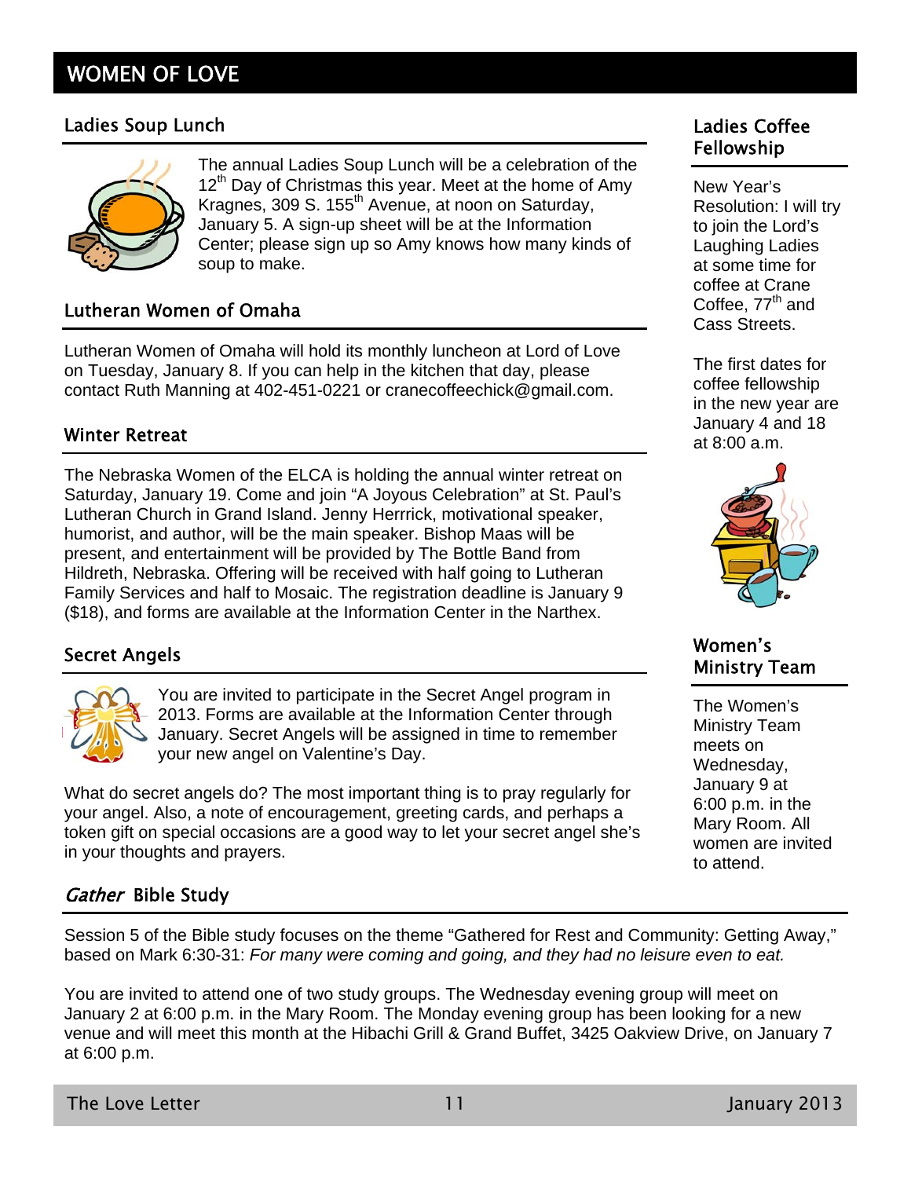# WOMEN OF LOVE

## Ladies Soup Lunch

The annual Ladies Soup Lunch will be a celebration of the 12th Day of Christmas this year. Meet at the home of Amy Kragnes, 309 S. 155th Avenue, at noon on Saturday, January 5. A sign-up sheet will be at the Information Center; please sign up so Amy knows how many kinds of soup to make.

## Lutheran Women of Omaha

Lutheran Women of Omaha will hold its monthly luncheon at Lord of Love on Tuesday, January 8. If you can help in the kitchen that day, please contact Ruth Manning at 402-451-0221 or cranecoffeechick@gmail.com.

## Winter Retreat

The Nebraska Women of the ELCA is holding the annual winter retreat on Saturday, January 19. Come and join "A Joyous Celebration" at St. Paul's Lutheran Church in Grand Island. Jenny Herrrick, motivational speaker, humorist, and author, will be the main speaker. Bishop Maas will be present, and entertainment will be provided by The Bottle Band from Hildreth, Nebraska. Offering will be received with half going to Lutheran Family Services and half to Mosaic. The registration deadline is January 9 ($18), and forms are available at the Information Center in the Narthex.

## Secret Angels

You are invited to participate in the Secret Angel program in 2013. Forms are available at the Information Center through January. Secret Angels will be assigned in time to remember your new angel on Valentine's Day.

What do secret angels do? The most important thing is to pray regularly for your angel. Also, a note of encouragement, greeting cards, and perhaps a token gift on special occasions are a good way to let your secret angel she's in your thoughts and prayers.

## Ladies Coffee Fellowship

New Year's Resolution: I will try to join the Lord's Laughing Ladies at some time for coffee at Crane Coffee, 77th and Cass Streets.

The first dates for coffee fellowship in the new year are January 4 and 18 at 8:00 a.m.

## Women's Ministry Team

The Women's Ministry Team meets on Wednesday, January 9 at 6:00 p.m. in the Mary Room. All women are invited to attend.

## *Gather* Bible Study

Session 5 of the Bible study focuses on the theme "Gathered for Rest and Community: Getting Away," based on Mark 6:30-31: *For many were coming and going, and they had no leisure even to eat.*

You are invited to attend one of two study groups. The Wednesday evening group will meet on January 2 at 6:00 p.m. in the Mary Room. The Monday evening group has been looking for a new venue and will meet this month at the Hibachi Grill & Grand Buffet, 3425 Oakview Drive, on January 7 at 6:00 p.m.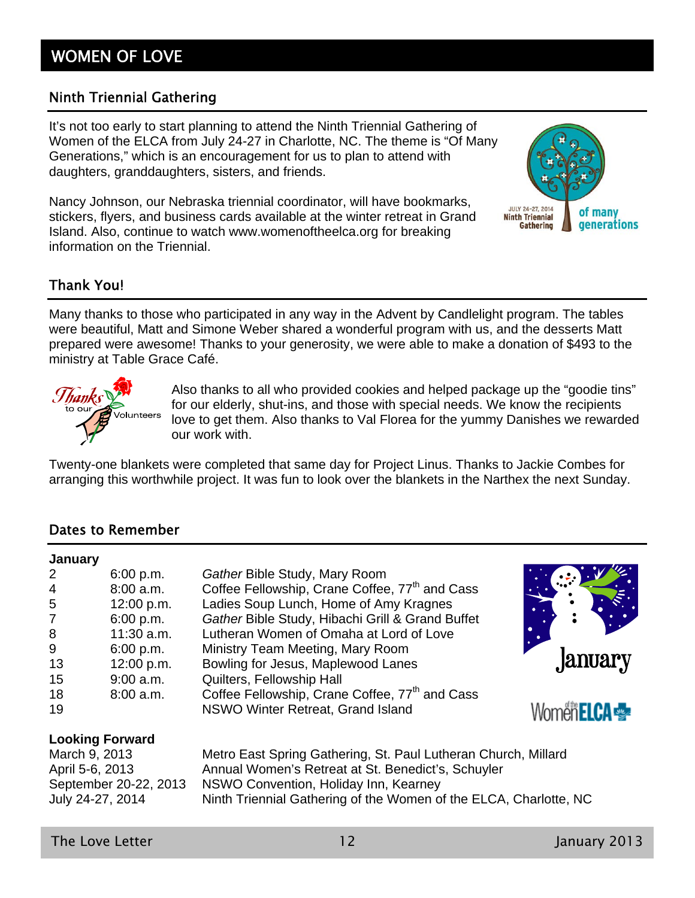# WOMEN OF LOVE

## Ninth Triennial Gathering

It's not too early to start planning to attend the Ninth Triennial Gathering of Women of the ELCA from July 24-27 in Charlotte, NC. The theme is "Of Many Generations," which is an encouragement for us to plan to attend with daughters, granddaughters, sisters, and friends.

Nancy Johnson, our Nebraska triennial coordinator, will have bookmarks, stickers, flyers, and business cards available at the winter retreat in Grand Island. Also, continue to watch www.womenoftheelca.org for breaking information on the Triennial.

## Thank You!

Many thanks to those who participated in any way in the Advent by Candlelight program. The tables were beautiful, Matt and Simone Weber shared a wonderful program with us, and the desserts Matt prepared were awesome! Thanks to your generosity, we were able to make a donation of $493 to the ministry at Table Grace Café.

Also thanks to all who provided cookies and helped package up the "goodie tins" for our elderly, shut-ins, and those with special needs. We know the recipients love to get them. Also thanks to Val Florea for the yummy Danishes we rewarded our work with.

Twenty-one blankets were completed that same day for Project Linus. Thanks to Jackie Combes for arranging this worthwhile project. It was fun to look over the blankets in the Narthex the next Sunday.

## Dates to Remember

**January**

| | | |
|---|---|---|
| 2 | 6:00 p.m. | *Gather* Bible Study, Mary Room |
| 4 | 8:00 a.m. | Coffee Fellowship, Crane Coffee, 77th and Cass |
| 5 | 12:00 p.m. | Ladies Soup Lunch, Home of Amy Kragnes |
| 7 | 6:00 p.m. | *Gather* Bible Study, Hibachi Grill & Grand Buffet |
| 8 | 11:30 a.m. | Lutheran Women of Omaha at Lord of Love |
| 9 | 6:00 p.m. | Ministry Team Meeting, Mary Room |
| 13 | 12:00 p.m. | Bowling for Jesus, Maplewood Lanes |
| 15 | 9:00 a.m. | Quilters, Fellowship Hall |
| 18 | 8:00 a.m. | Coffee Fellowship, Crane Coffee, 77th and Cass |
| 19 | | NSWO Winter Retreat, Grand Island |

**Looking Forward**

| | |
|---|---|
| March 9, 2013 | Metro East Spring Gathering, St. Paul Lutheran Church, Millard |
| April 5-6, 2013 | Annual Women's Retreat at St. Benedict's, Schuyler |
| September 20-22, 2013 | NSWO Convention, Holiday Inn, Kearney |
| July 24-27, 2014 | Ninth Triennial Gathering of the Women of the ELCA, Charlotte, NC |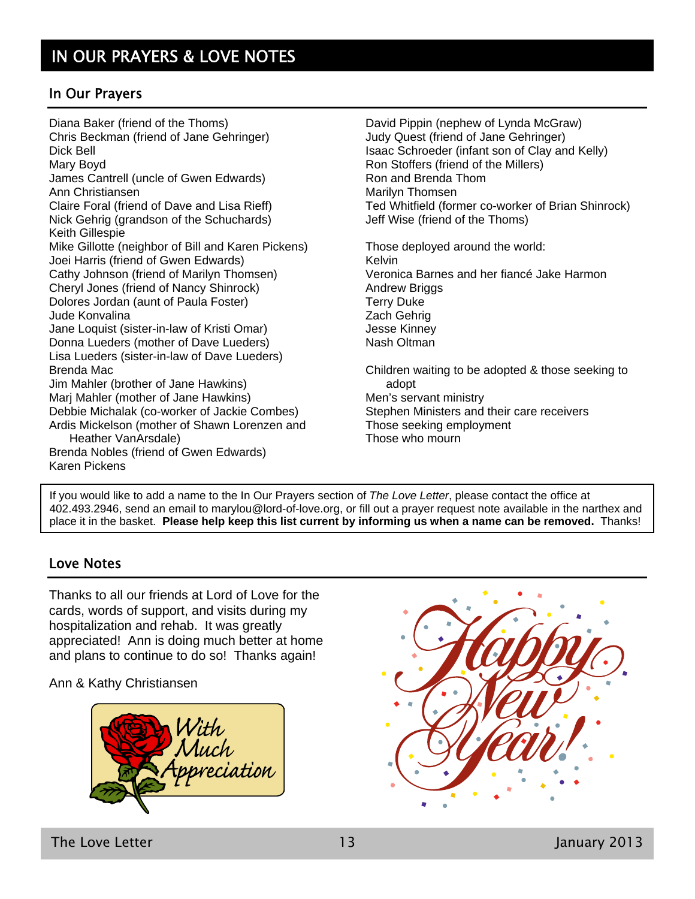# IN OUR PRAYERS & LOVE NOTES

## In Our Prayers

Diana Baker (friend of the Thoms)
Chris Beckman (friend of Jane Gehringer)
Dick Bell
Mary Boyd
James Cantrell (uncle of Gwen Edwards)
Ann Christiansen
Claire Foral (friend of Dave and Lisa Rieff)
Nick Gehrig (grandson of the Schuchards)
Keith Gillespie
Mike Gillotte (neighbor of Bill and Karen Pickens)
Joei Harris (friend of Gwen Edwards)
Cathy Johnson (friend of Marilyn Thomsen)
Cheryl Jones (friend of Nancy Shinrock)
Dolores Jordan (aunt of Paula Foster)
Jude Konvalina
Jane Loquist (sister-in-law of Kristi Omar)
Donna Lueders (mother of Dave Lueders)
Lisa Lueders (sister-in-law of Dave Lueders)
Brenda Mac
Jim Mahler (brother of Jane Hawkins)
Marj Mahler (mother of Jane Hawkins)
Debbie Michalak (co-worker of Jackie Combes)
Ardis Mickelson (mother of Shawn Lorenzen and Heather VanArsdale)
Brenda Nobles (friend of Gwen Edwards)
Karen Pickens
David Pippin (nephew of Lynda McGraw)
Judy Quest (friend of Jane Gehringer)
Isaac Schroeder (infant son of Clay and Kelly)
Ron Stoffers (friend of the Millers)
Ron and Brenda Thom
Marilyn Thomsen
Ted Whitfield (former co-worker of Brian Shinrock)
Jeff Wise (friend of the Thoms)

Those deployed around the world:
Kelvin
Veronica Barnes and her fiancé Jake Harmon
Andrew Briggs
Terry Duke
Zach Gehrig
Jesse Kinney
Nash Oltman

Children waiting to be adopted & those seeking to adopt
Men's servant ministry
Stephen Ministers and their care receivers
Those seeking employment
Those who mourn

If you would like to add a name to the In Our Prayers section of *The Love Letter*, please contact the office at 402.493.2946, send an email to marylou@lord-of-love.org, or fill out a prayer request note available in the narthex and place it in the basket. **Please help keep this list current by informing us when a name can be removed.** Thanks!

## Love Notes

Thanks to all our friends at Lord of Love for the cards, words of support, and visits during my hospitalization and rehab. It was greatly appreciated! Ann is doing much better at home and plans to continue to do so! Thanks again!

Ann & Kathy Christiansen

With Much Appreciation

Happy New Year!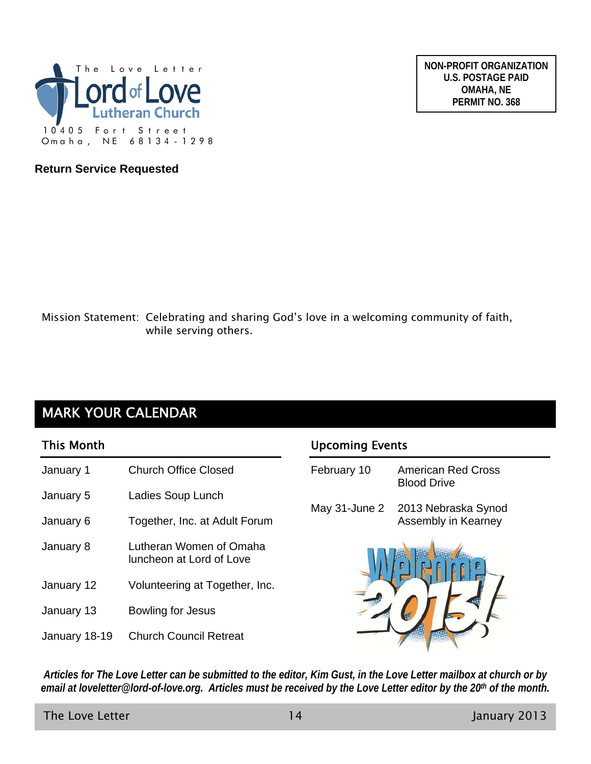The Love Letter

# Lord of Love Lutheran Church

10405 Fort Street
Omaha, NE 68134-1298

**Return Service Requested**

**NON-PROFIT ORGANIZATION**
**U.S. POSTAGE PAID**
**OMAHA, NE**
**PERMIT NO. 368**

Mission Statement: Celebrating and sharing God's love in a welcoming community of faith, while serving others.

## MARK YOUR CALENDAR

### This Month

| | |
|---|---|
| January 1 | Church Office Closed |
| January 5 | Ladies Soup Lunch |
| January 6 | Together, Inc. at Adult Forum |
| January 8 | Lutheran Women of Omaha luncheon at Lord of Love |
| January 12 | Volunteering at Together, Inc. |
| January 13 | Bowling for Jesus |
| January 18-19 | Church Council Retreat |

### Upcoming Events

| | |
|---|---|
| February 10 | American Red Cross Blood Drive |
| May 31-June 2 | 2013 Nebraska Synod Assembly in Kearney |

Welcome 2013!

***Articles for The Love Letter can be submitted to the editor, Kim Gust, in the Love Letter mailbox at church or by email at loveletter@lord-of-love.org. Articles must be received by the Love Letter editor by the 20th of the month.***